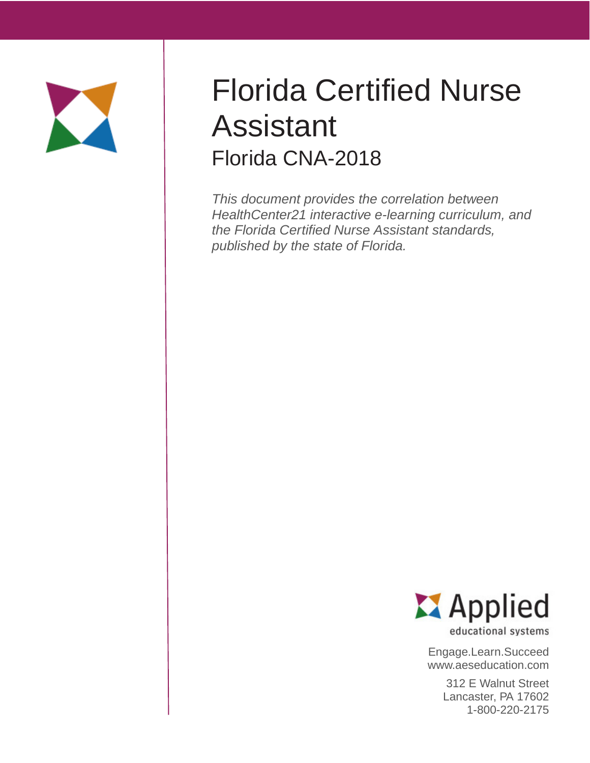# Florida Certified Nurse Assistant

## Florida CNA-2018

*This document provides the correlation between HealthCenter21 interactive e-learning curriculum, and the Florida Certified Nurse Assistant standards, published by the state of Florida.*

Applied educational systems

Engage.Learn.Succeed
www.aeseducation.com

312 E Walnut Street
Lancaster, PA 17602
1-800-220-2175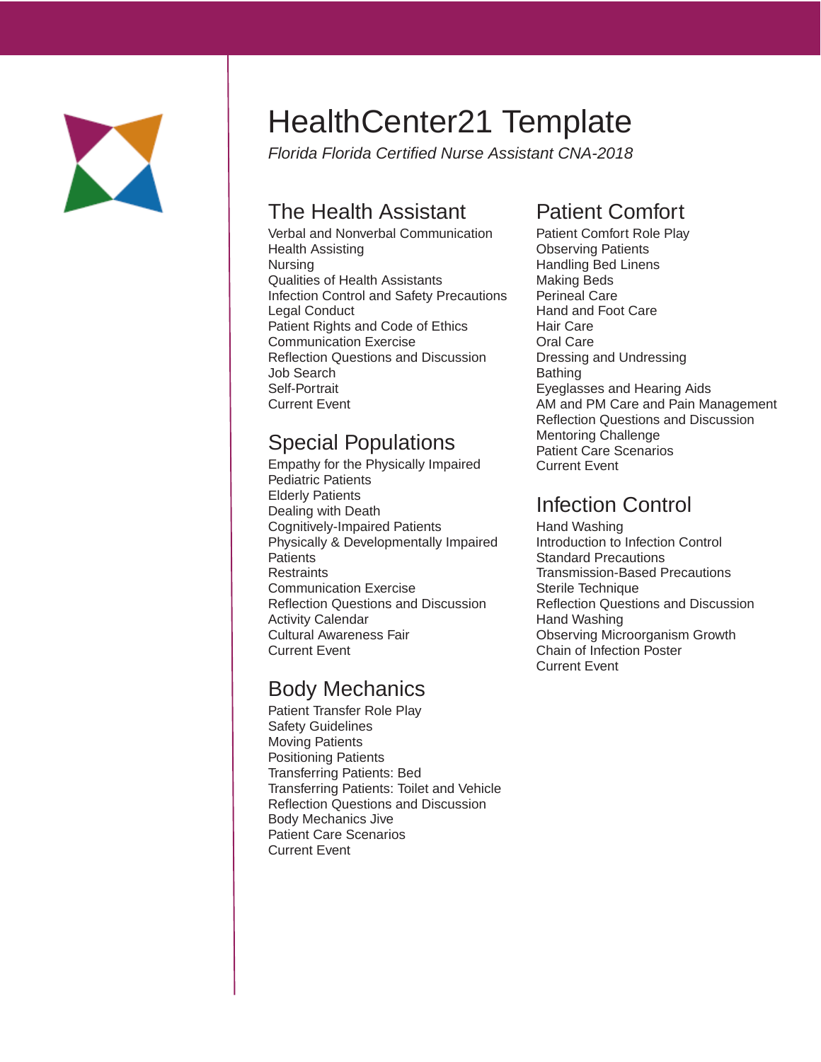# HealthCenter21 Template

*Florida Florida Certified Nurse Assistant CNA-2018*

## The Health Assistant

Verbal and Nonverbal Communication
Health Assisting
Nursing
Qualities of Health Assistants
Infection Control and Safety Precautions
Legal Conduct
Patient Rights and Code of Ethics
Communication Exercise
Reflection Questions and Discussion
Job Search
Self-Portrait
Current Event

## Special Populations

Empathy for the Physically Impaired
Pediatric Patients
Elderly Patients
Dealing with Death
Cognitively-Impaired Patients
Physically & Developmentally Impaired Patients
Restraints
Communication Exercise
Reflection Questions and Discussion
Activity Calendar
Cultural Awareness Fair
Current Event

## Body Mechanics

Patient Transfer Role Play
Safety Guidelines
Moving Patients
Positioning Patients
Transferring Patients: Bed
Transferring Patients: Toilet and Vehicle
Reflection Questions and Discussion
Body Mechanics Jive
Patient Care Scenarios
Current Event

## Patient Comfort

Patient Comfort Role Play
Observing Patients
Handling Bed Linens
Making Beds
Perineal Care
Hand and Foot Care
Hair Care
Oral Care
Dressing and Undressing
Bathing
Eyeglasses and Hearing Aids
AM and PM Care and Pain Management
Reflection Questions and Discussion
Mentoring Challenge
Patient Care Scenarios
Current Event

## Infection Control

Hand Washing
Introduction to Infection Control
Standard Precautions
Transmission-Based Precautions
Sterile Technique
Reflection Questions and Discussion
Hand Washing
Observing Microorganism Growth
Chain of Infection Poster
Current Event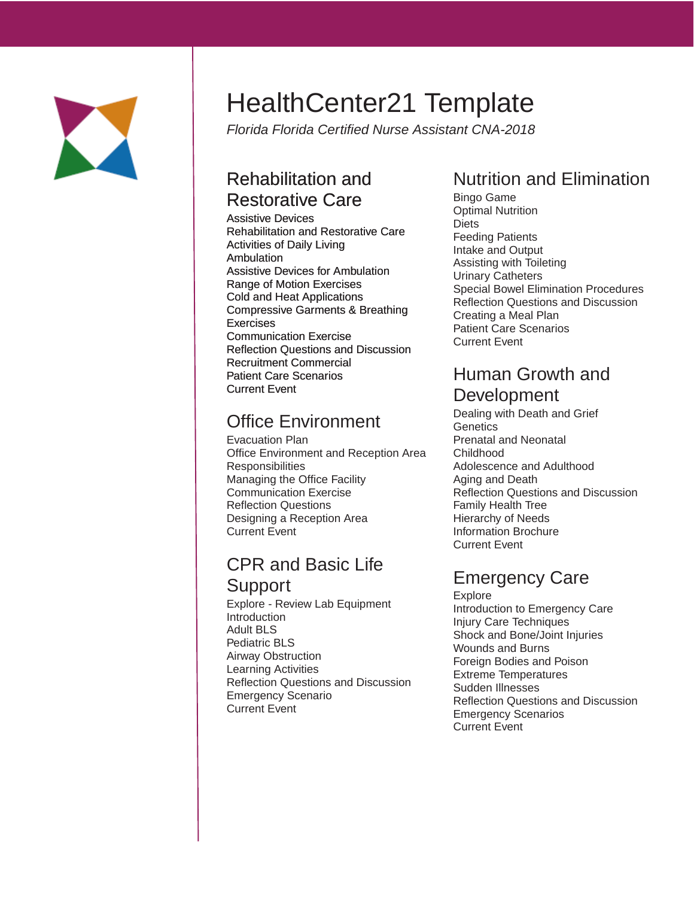# HealthCenter21 Template

*Florida Florida Certified Nurse Assistant CNA-2018*

## Rehabilitation and Restorative Care

Assistive Devices
Rehabilitation and Restorative Care
Activities of Daily Living
Ambulation
Assistive Devices for Ambulation
Range of Motion Exercises
Cold and Heat Applications
Compressive Garments & Breathing Exercises
Communication Exercise
Reflection Questions and Discussion
Recruitment Commercial
Patient Care Scenarios
Current Event

## Office Environment

Evacuation Plan
Office Environment and Reception Area Responsibilities
Managing the Office Facility
Communication Exercise
Reflection Questions
Designing a Reception Area
Current Event

## CPR and Basic Life Support

Explore - Review Lab Equipment
Introduction
Adult BLS
Pediatric BLS
Airway Obstruction
Learning Activities
Reflection Questions and Discussion
Emergency Scenario
Current Event

## Nutrition and Elimination

Bingo Game
Optimal Nutrition
Diets
Feeding Patients
Intake and Output
Assisting with Toileting
Urinary Catheters
Special Bowel Elimination Procedures
Reflection Questions and Discussion
Creating a Meal Plan
Patient Care Scenarios
Current Event

## Human Growth and Development

Dealing with Death and Grief
Genetics
Prenatal and Neonatal
Childhood
Adolescence and Adulthood
Aging and Death
Reflection Questions and Discussion
Family Health Tree
Hierarchy of Needs
Information Brochure
Current Event

## Emergency Care

Explore
Introduction to Emergency Care
Injury Care Techniques
Shock and Bone/Joint Injuries
Wounds and Burns
Foreign Bodies and Poison
Extreme Temperatures
Sudden Illnesses
Reflection Questions and Discussion
Emergency Scenarios
Current Event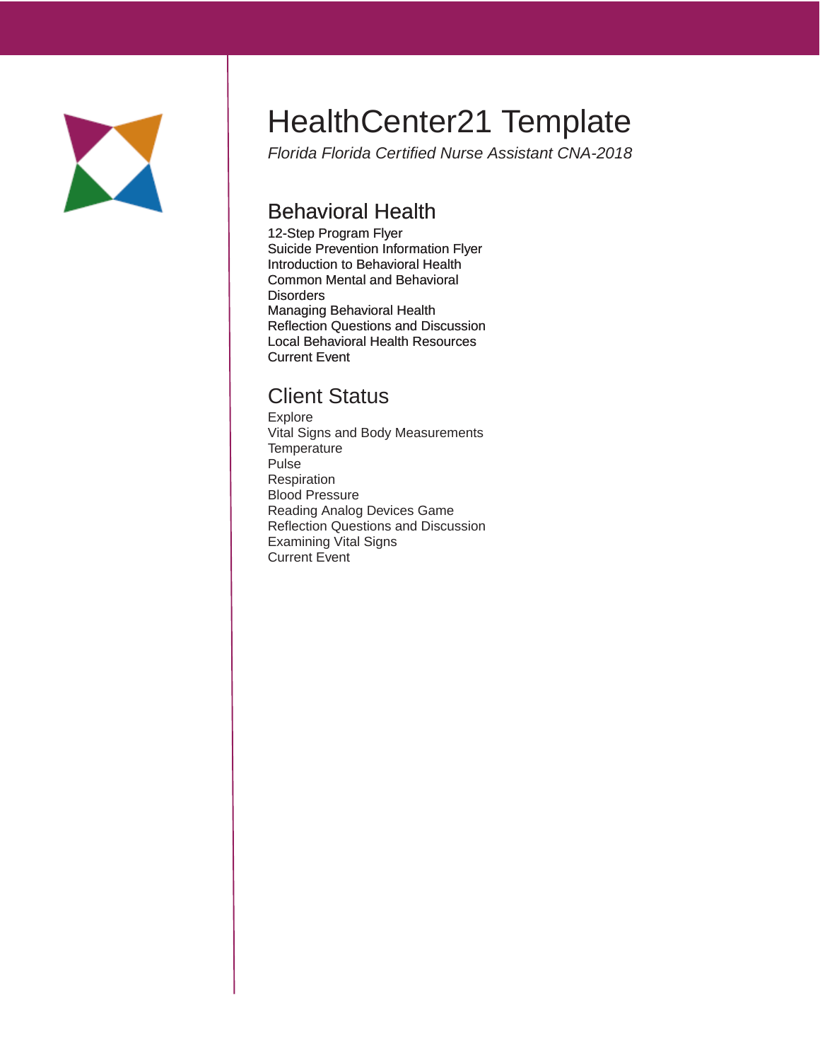# HealthCenter21 Template

*Florida Florida Certified Nurse Assistant CNA-2018*

## Behavioral Health

12-Step Program Flyer
Suicide Prevention Information Flyer
Introduction to Behavioral Health
Common Mental and Behavioral Disorders
Managing Behavioral Health
Reflection Questions and Discussion
Local Behavioral Health Resources
Current Event

## Client Status

Explore
Vital Signs and Body Measurements
Temperature
Pulse
Respiration
Blood Pressure
Reading Analog Devices Game
Reflection Questions and Discussion
Examining Vital Signs
Current Event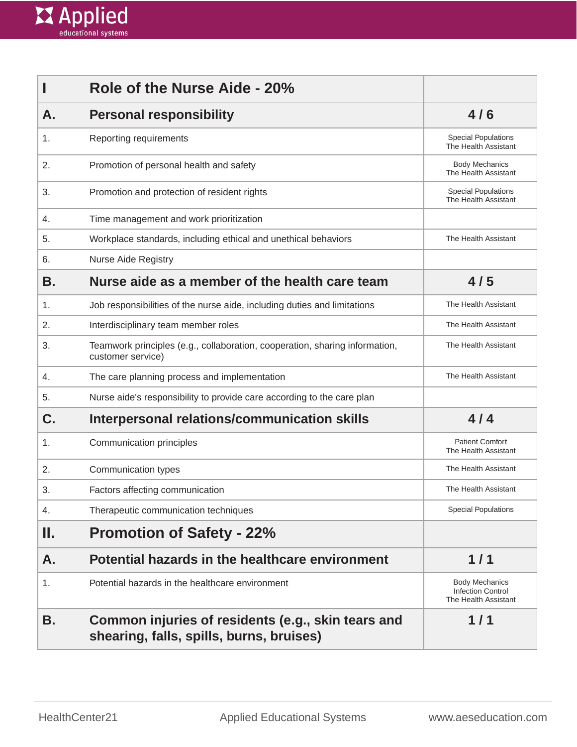| I | Role of the Nurse Aide - 20% | |
|---|---|---|
| **A.** | **Personal responsibility** | **4 / 6** |
| 1. | Reporting requirements | Special Populations<br>The Health Assistant |
| 2. | Promotion of personal health and safety | Body Mechanics<br>The Health Assistant |
| 3. | Promotion and protection of resident rights | Special Populations<br>The Health Assistant |
| 4. | Time management and work prioritization | |
| 5. | Workplace standards, including ethical and unethical behaviors | The Health Assistant |
| 6. | Nurse Aide Registry | |
| **B.** | **Nurse aide as a member of the health care team** | **4 / 5** |
| 1. | Job responsibilities of the nurse aide, including duties and limitations | The Health Assistant |
| 2. | Interdisciplinary team member roles | The Health Assistant |
| 3. | Teamwork principles (e.g., collaboration, cooperation, sharing information, customer service) | The Health Assistant |
| 4. | The care planning process and implementation | The Health Assistant |
| 5. | Nurse aide's responsibility to provide care according to the care plan | |
| **C.** | **Interpersonal relations/communication skills** | **4 / 4** |
| 1. | Communication principles | Patient Comfort<br>The Health Assistant |
| 2. | Communication types | The Health Assistant |
| 3. | Factors affecting communication | The Health Assistant |
| 4. | Therapeutic communication techniques | Special Populations |
| **II.** | **Promotion of Safety - 22%** | |
| **A.** | **Potential hazards in the healthcare environment** | **1 / 1** |
| 1. | Potential hazards in the healthcare environment | Body Mechanics<br>Infection Control<br>The Health Assistant |
| **B.** | **Common injuries of residents (e.g., skin tears and shearing, falls, spills, burns, bruises)** | **1 / 1** |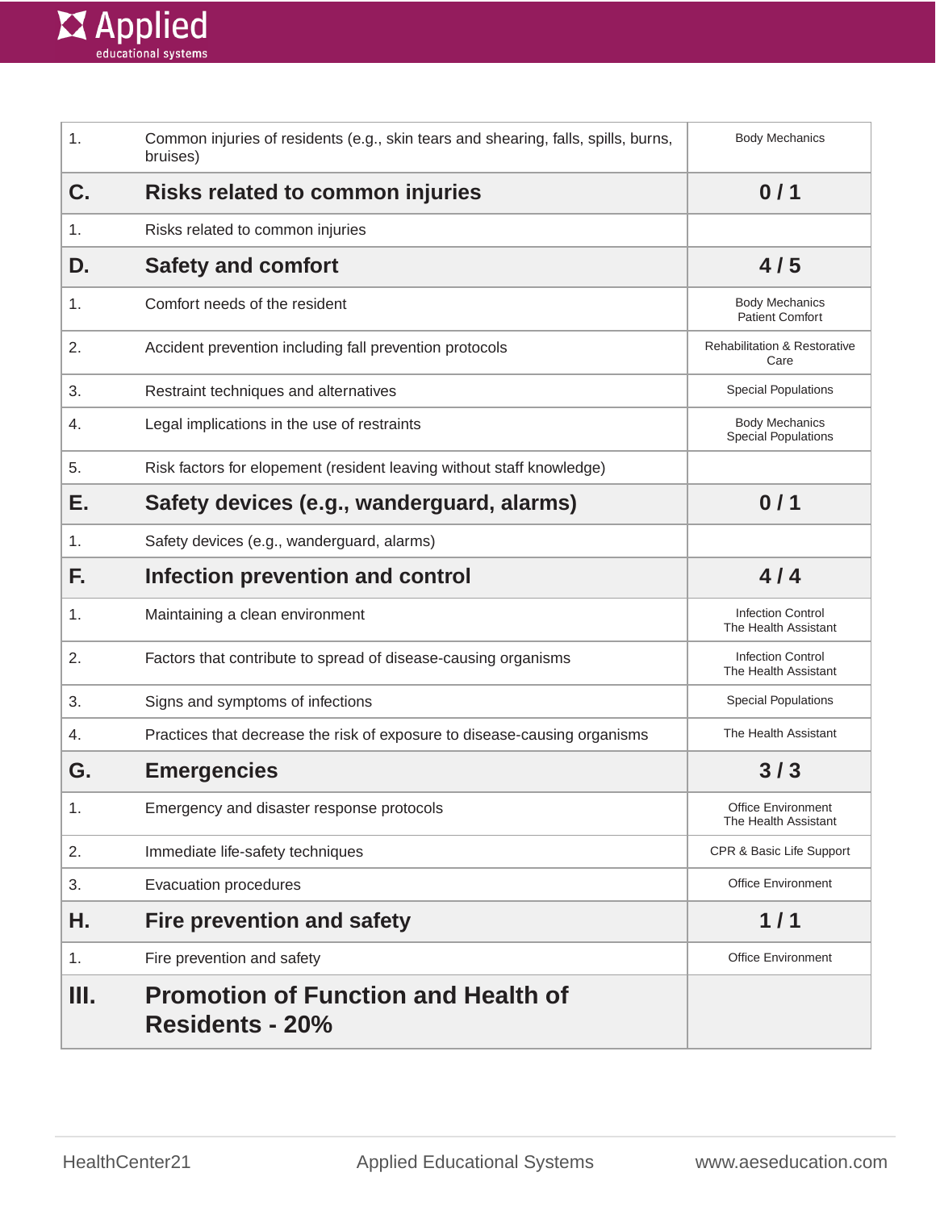| | | |
|---|---|---|
| 1. | Common injuries of residents (e.g., skin tears and shearing, falls, spills, burns, bruises) | Body Mechanics |
| **C.** | **Risks related to common injuries** | **0 / 1** |
| 1. | Risks related to common injuries | |
| **D.** | **Safety and comfort** | **4 / 5** |
| 1. | Comfort needs of the resident | Body Mechanics<br>Patient Comfort |
| 2. | Accident prevention including fall prevention protocols | Rehabilitation & Restorative Care |
| 3. | Restraint techniques and alternatives | Special Populations |
| 4. | Legal implications in the use of restraints | Body Mechanics<br>Special Populations |
| 5. | Risk factors for elopement (resident leaving without staff knowledge) | |
| **E.** | **Safety devices (e.g., wanderguard, alarms)** | **0 / 1** |
| 1. | Safety devices (e.g., wanderguard, alarms) | |
| **F.** | **Infection prevention and control** | **4 / 4** |
| 1. | Maintaining a clean environment | Infection Control<br>The Health Assistant |
| 2. | Factors that contribute to spread of disease-causing organisms | Infection Control<br>The Health Assistant |
| 3. | Signs and symptoms of infections | Special Populations |
| 4. | Practices that decrease the risk of exposure to disease-causing organisms | The Health Assistant |
| **G.** | **Emergencies** | **3 / 3** |
| 1. | Emergency and disaster response protocols | Office Environment<br>The Health Assistant |
| 2. | Immediate life-safety techniques | CPR & Basic Life Support |
| 3. | Evacuation procedures | Office Environment |
| **H.** | **Fire prevention and safety** | **1 / 1** |
| 1. | Fire prevention and safety | Office Environment |
| **III.** | **Promotion of Function and Health of Residents - 20%** | |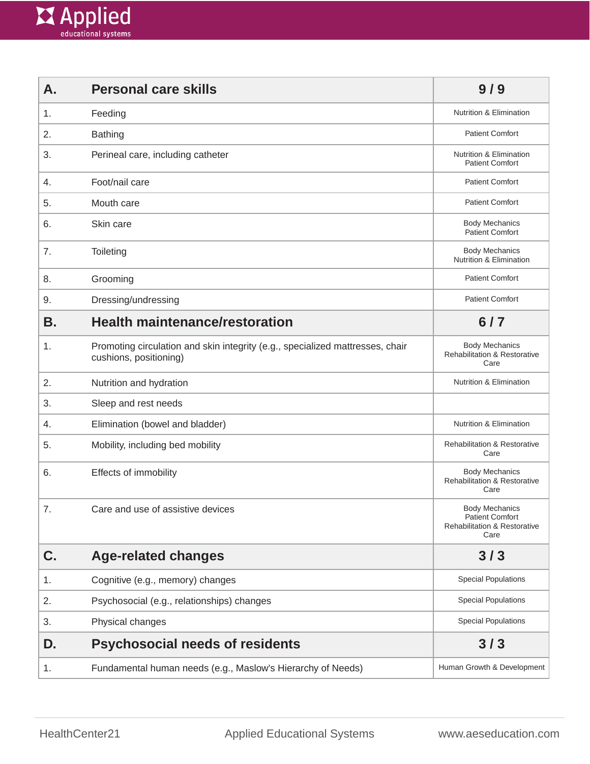| A. | Personal care skills | 9 / 9 |
| --- | --- | --- |
| 1. | Feeding | Nutrition & Elimination |
| 2. | Bathing | Patient Comfort |
| 3. | Perineal care, including catheter | Nutrition & Elimination<br>Patient Comfort |
| 4. | Foot/nail care | Patient Comfort |
| 5. | Mouth care | Patient Comfort |
| 6. | Skin care | Body Mechanics<br>Patient Comfort |
| 7. | Toileting | Body Mechanics<br>Nutrition & Elimination |
| 8. | Grooming | Patient Comfort |
| 9. | Dressing/undressing | Patient Comfort |
| **B.** | **Health maintenance/restoration** | **6 / 7** |
| 1. | Promoting circulation and skin integrity (e.g., specialized mattresses, chair cushions, positioning) | Body Mechanics<br>Rehabilitation & Restorative Care |
| 2. | Nutrition and hydration | Nutrition & Elimination |
| 3. | Sleep and rest needs | |
| 4. | Elimination (bowel and bladder) | Nutrition & Elimination |
| 5. | Mobility, including bed mobility | Rehabilitation & Restorative Care |
| 6. | Effects of immobility | Body Mechanics<br>Rehabilitation & Restorative Care |
| 7. | Care and use of assistive devices | Body Mechanics<br>Patient Comfort<br>Rehabilitation & Restorative Care |
| **C.** | **Age-related changes** | **3 / 3** |
| 1. | Cognitive (e.g., memory) changes | Special Populations |
| 2. | Psychosocial (e.g., relationships) changes | Special Populations |
| 3. | Physical changes | Special Populations |
| **D.** | **Psychosocial needs of residents** | **3 / 3** |
| 1. | Fundamental human needs (e.g., Maslow's Hierarchy of Needs) | Human Growth & Development |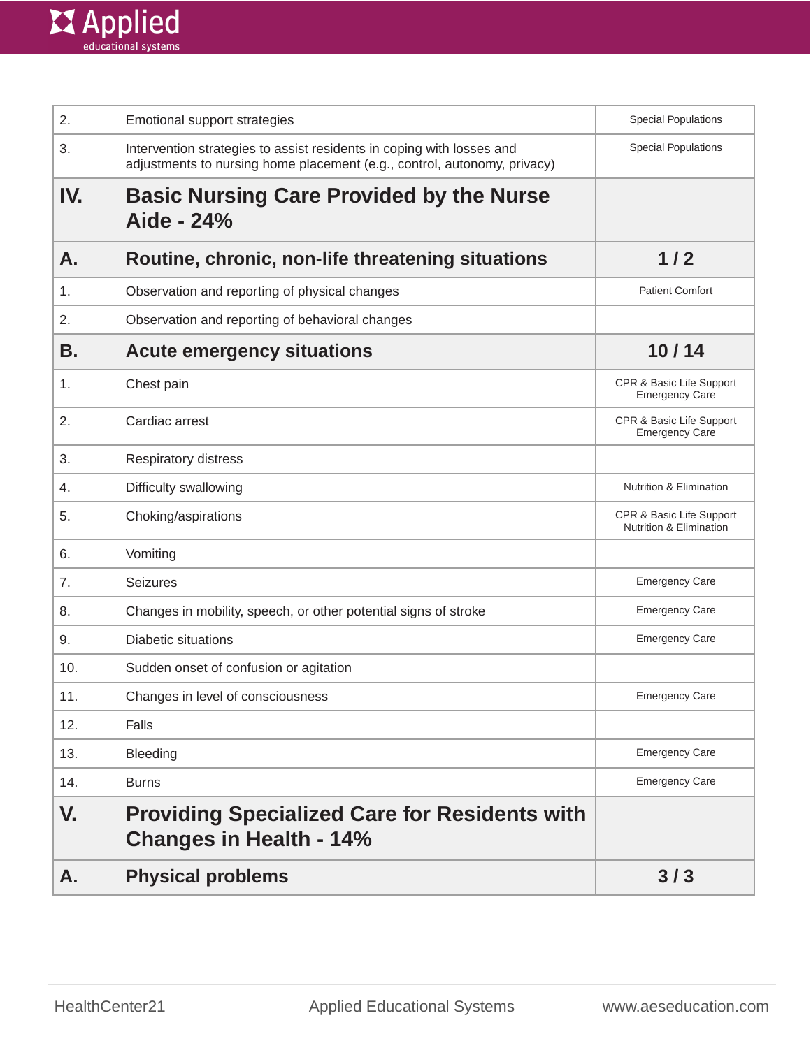| | | |
|---|---|---|
| 2. | Emotional support strategies | Special Populations |
| 3. | Intervention strategies to assist residents in coping with losses and adjustments to nursing home placement (e.g., control, autonomy, privacy) | Special Populations |
| **IV.** | **Basic Nursing Care Provided by the Nurse Aide - 24%** | |
| **A.** | **Routine, chronic, non-life threatening situations** | **1 / 2** |
| 1. | Observation and reporting of physical changes | Patient Comfort |
| 2. | Observation and reporting of behavioral changes | |
| **B.** | **Acute emergency situations** | **10 / 14** |
| 1. | Chest pain | CPR & Basic Life Support<br>Emergency Care |
| 2. | Cardiac arrest | CPR & Basic Life Support<br>Emergency Care |
| 3. | Respiratory distress | |
| 4. | Difficulty swallowing | Nutrition & Elimination |
| 5. | Choking/aspirations | CPR & Basic Life Support<br>Nutrition & Elimination |
| 6. | Vomiting | |
| 7. | Seizures | Emergency Care |
| 8. | Changes in mobility, speech, or other potential signs of stroke | Emergency Care |
| 9. | Diabetic situations | Emergency Care |
| 10. | Sudden onset of confusion or agitation | |
| 11. | Changes in level of consciousness | Emergency Care |
| 12. | Falls | |
| 13. | Bleeding | Emergency Care |
| 14. | Burns | Emergency Care |
| **V.** | **Providing Specialized Care for Residents with Changes in Health - 14%** | |
| **A.** | **Physical problems** | **3 / 3** |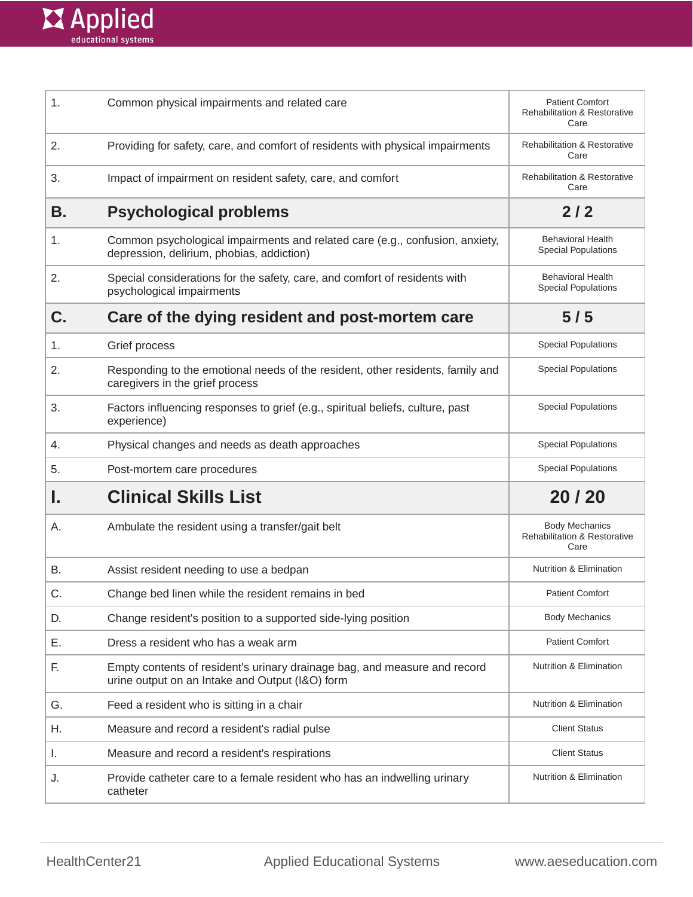| | | |
|---|---|---|
| 1. | Common physical impairments and related care | Patient Comfort Rehabilitation & Restorative Care |
| 2. | Providing for safety, care, and comfort of residents with physical impairments | Rehabilitation & Restorative Care |
| 3. | Impact of impairment on resident safety, care, and comfort | Rehabilitation & Restorative Care |
| **B.** | **Psychological problems** | **2 / 2** |
| 1. | Common psychological impairments and related care (e.g., confusion, anxiety, depression, delirium, phobias, addiction) | Behavioral Health Special Populations |
| 2. | Special considerations for the safety, care, and comfort of residents with psychological impairments | Behavioral Health Special Populations |
| **C.** | **Care of the dying resident and post-mortem care** | **5 / 5** |
| 1. | Grief process | Special Populations |
| 2. | Responding to the emotional needs of the resident, other residents, family and caregivers in the grief process | Special Populations |
| 3. | Factors influencing responses to grief (e.g., spiritual beliefs, culture, past experience) | Special Populations |
| 4. | Physical changes and needs as death approaches | Special Populations |
| 5. | Post-mortem care procedures | Special Populations |
| **I.** | **Clinical Skills List** | **20 / 20** |
| A. | Ambulate the resident using a transfer/gait belt | Body Mechanics Rehabilitation & Restorative Care |
| B. | Assist resident needing to use a bedpan | Nutrition & Elimination |
| C. | Change bed linen while the resident remains in bed | Patient Comfort |
| D. | Change resident's position to a supported side-lying position | Body Mechanics |
| E. | Dress a resident who has a weak arm | Patient Comfort |
| F. | Empty contents of resident's urinary drainage bag, and measure and record urine output on an Intake and Output (I&O) form | Nutrition & Elimination |
| G. | Feed a resident who is sitting in a chair | Nutrition & Elimination |
| H. | Measure and record a resident's radial pulse | Client Status |
| I. | Measure and record a resident's respirations | Client Status |
| J. | Provide catheter care to a female resident who has an indwelling urinary catheter | Nutrition & Elimination |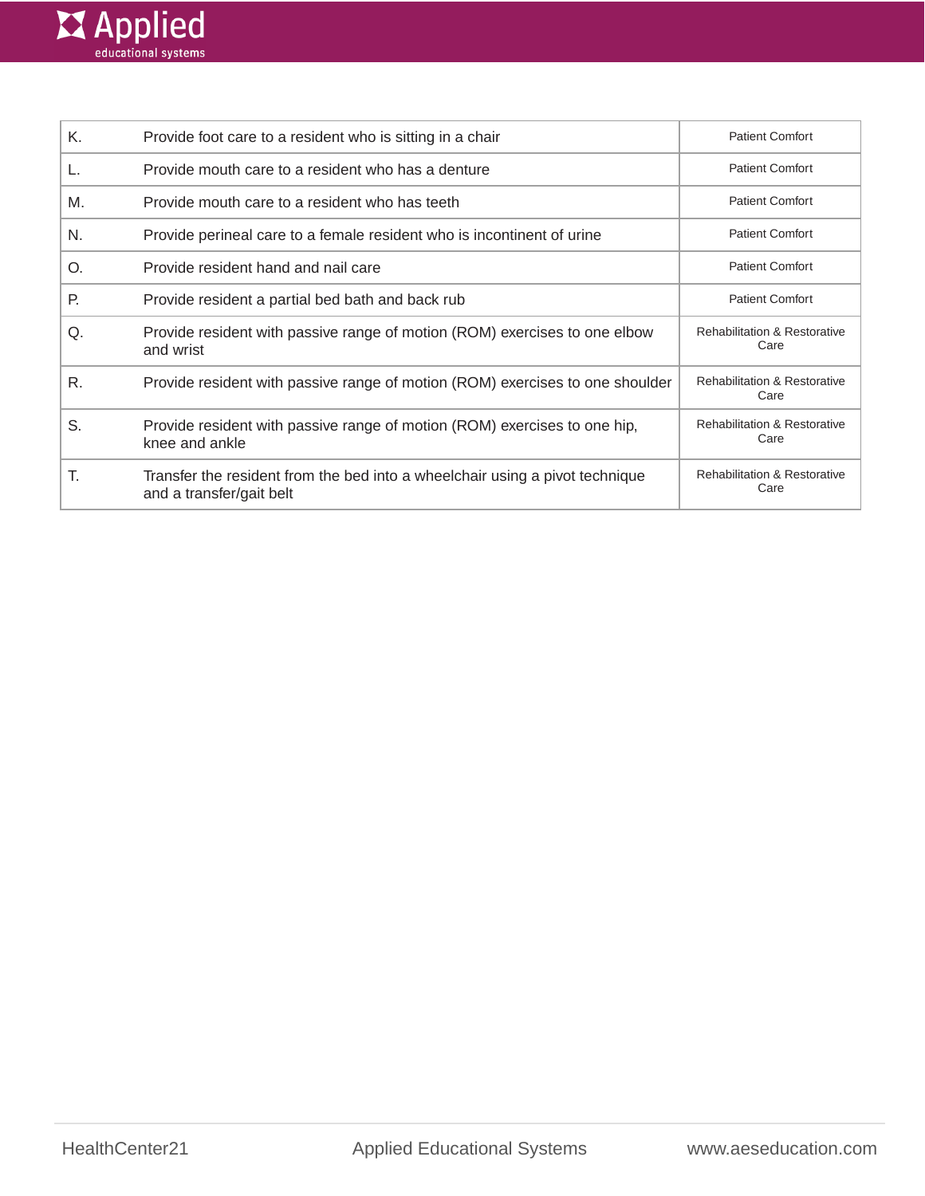| | | |
|---|---|---|
| K. | Provide foot care to a resident who is sitting in a chair | Patient Comfort |
| L. | Provide mouth care to a resident who has a denture | Patient Comfort |
| M. | Provide mouth care to a resident who has teeth | Patient Comfort |
| N. | Provide perineal care to a female resident who is incontinent of urine | Patient Comfort |
| O. | Provide resident hand and nail care | Patient Comfort |
| P. | Provide resident a partial bed bath and back rub | Patient Comfort |
| Q. | Provide resident with passive range of motion (ROM) exercises to one elbow and wrist | Rehabilitation & Restorative Care |
| R. | Provide resident with passive range of motion (ROM) exercises to one shoulder | Rehabilitation & Restorative Care |
| S. | Provide resident with passive range of motion (ROM) exercises to one hip, knee and ankle | Rehabilitation & Restorative Care |
| T. | Transfer the resident from the bed into a wheelchair using a pivot technique and a transfer/gait belt | Rehabilitation & Restorative Care |